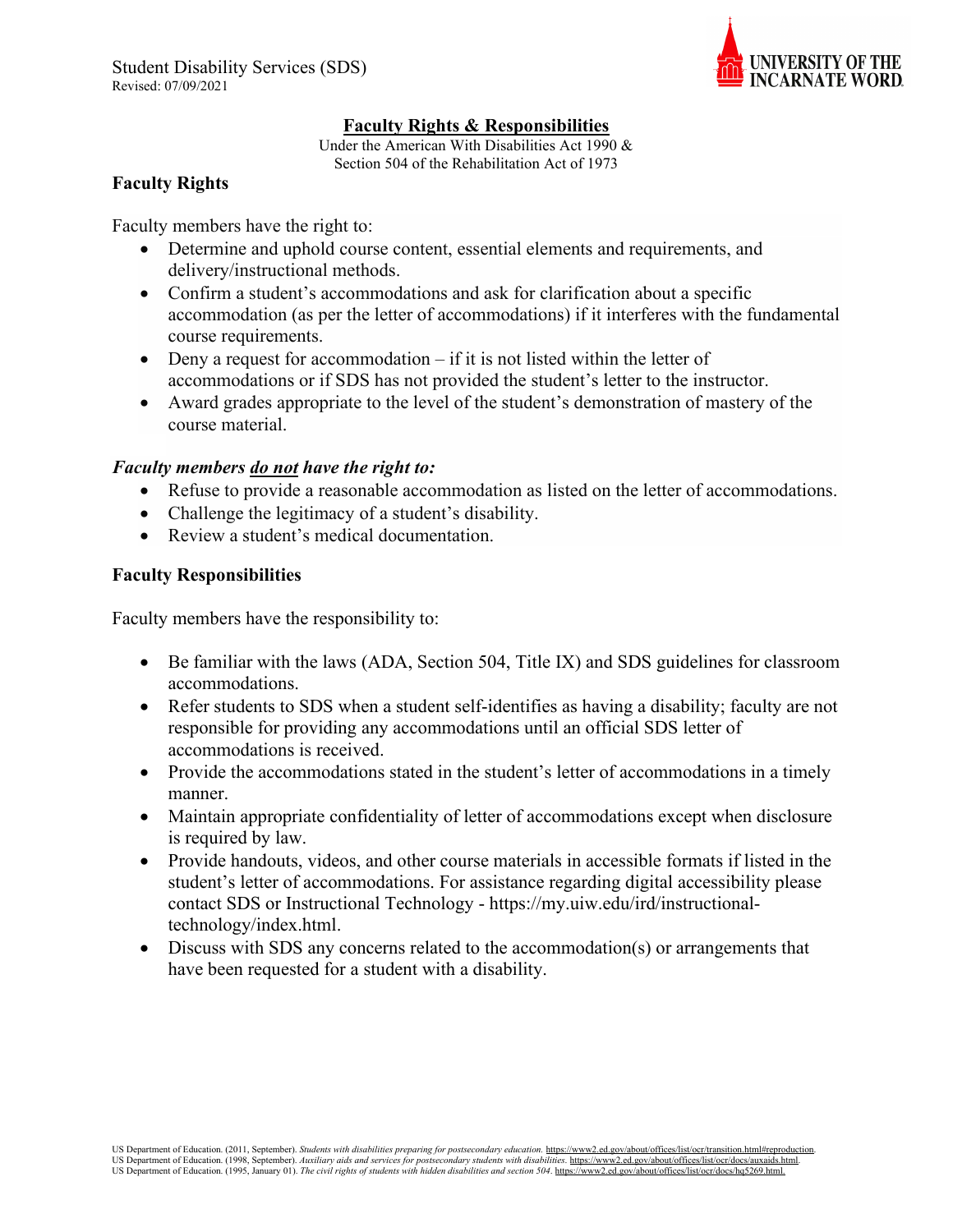Student Disability Services (SDS)
Revised: 07/09/2021

UNIVERSITY OF THE INCARNATE WORD

# Faculty Rights & Responsibilities

Under the American With Disabilities Act 1990 &
Section 504 of the Rehabilitation Act of 1973

## Faculty Rights

Faculty members have the right to:

- Determine and uphold course content, essential elements and requirements, and delivery/instructional methods.
- Confirm a student's accommodations and ask for clarification about a specific accommodation (as per the letter of accommodations) if it interferes with the fundamental course requirements.
- Deny a request for accommodation – if it is not listed within the letter of accommodations or if SDS has not provided the student's letter to the instructor.
- Award grades appropriate to the level of the student's demonstration of mastery of the course material.

***Faculty members <u>do not</u> have the right to:***

- Refuse to provide a reasonable accommodation as listed on the letter of accommodations.
- Challenge the legitimacy of a student's disability.
- Review a student's medical documentation.

## Faculty Responsibilities

Faculty members have the responsibility to:

- Be familiar with the laws (ADA, Section 504, Title IX) and SDS guidelines for classroom accommodations.
- Refer students to SDS when a student self-identifies as having a disability; faculty are not responsible for providing any accommodations until an official SDS letter of accommodations is received.
- Provide the accommodations stated in the student's letter of accommodations in a timely manner.
- Maintain appropriate confidentiality of letter of accommodations except when disclosure is required by law.
- Provide handouts, videos, and other course materials in accessible formats if listed in the student's letter of accommodations. For assistance regarding digital accessibility please contact SDS or Instructional Technology - https://my.uiw.edu/ird/instructional-technology/index.html.
- Discuss with SDS any concerns related to the accommodation(s) or arrangements that have been requested for a student with a disability.

US Department of Education. (2011, September). *Students with disabilities preparing for postsecondary education.* https://www2.ed.gov/about/offices/list/ocr/transition.html#reproduction.
US Department of Education. (1998, September). *Auxiliary aids and services for postsecondary students with disabilities.* https://www2.ed.gov/about/offices/list/ocr/docs/auxaids.html.
US Department of Education. (1995, January 01). *The civil rights of students with hidden disabilities and section 504.* https://www2.ed.gov/about/offices/list/ocr/docs/hq5269.html.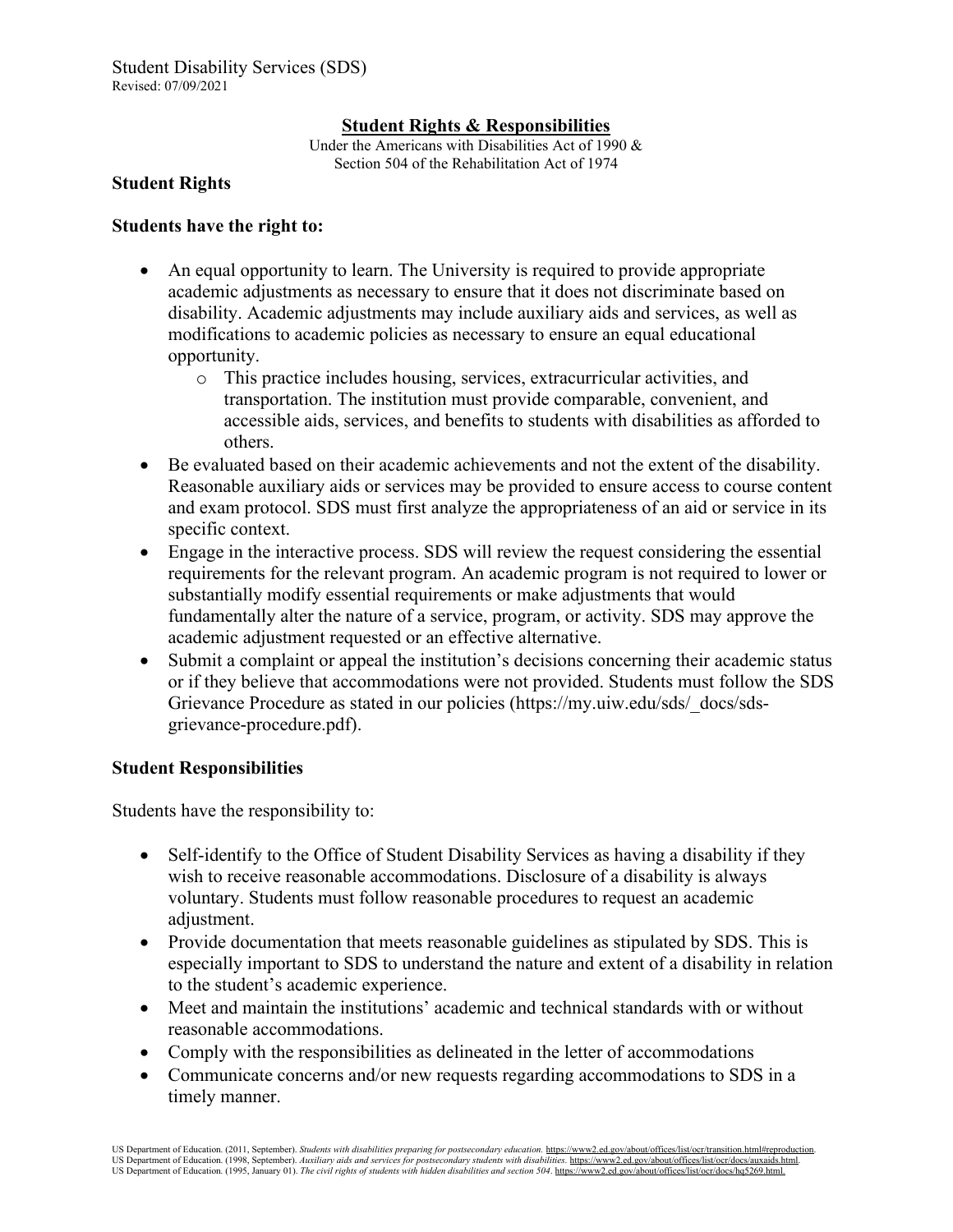Student Disability Services (SDS)
Revised: 07/09/2021

## Student Rights & Responsibilities

Under the Americans with Disabilities Act of 1990 &
Section 504 of the Rehabilitation Act of 1974

### Student Rights

**Students have the right to:**

- An equal opportunity to learn. The University is required to provide appropriate academic adjustments as necessary to ensure that it does not discriminate based on disability. Academic adjustments may include auxiliary aids and services, as well as modifications to academic policies as necessary to ensure an equal educational opportunity.
    - This practice includes housing, services, extracurricular activities, and transportation. The institution must provide comparable, convenient, and accessible aids, services, and benefits to students with disabilities as afforded to others.
- Be evaluated based on their academic achievements and not the extent of the disability. Reasonable auxiliary aids or services may be provided to ensure access to course content and exam protocol. SDS must first analyze the appropriateness of an aid or service in its specific context.
- Engage in the interactive process. SDS will review the request considering the essential requirements for the relevant program. An academic program is not required to lower or substantially modify essential requirements or make adjustments that would fundamentally alter the nature of a service, program, or activity. SDS may approve the academic adjustment requested or an effective alternative.
- Submit a complaint or appeal the institution's decisions concerning their academic status or if they believe that accommodations were not provided. Students must follow the SDS Grievance Procedure as stated in our policies (https://my.uiw.edu/sds/_docs/sds-grievance-procedure.pdf).

### Student Responsibilities

Students have the responsibility to:

- Self-identify to the Office of Student Disability Services as having a disability if they wish to receive reasonable accommodations. Disclosure of a disability is always voluntary. Students must follow reasonable procedures to request an academic adjustment.
- Provide documentation that meets reasonable guidelines as stipulated by SDS. This is especially important to SDS to understand the nature and extent of a disability in relation to the student's academic experience.
- Meet and maintain the institutions' academic and technical standards with or without reasonable accommodations.
- Comply with the responsibilities as delineated in the letter of accommodations
- Communicate concerns and/or new requests regarding accommodations to SDS in a timely manner.

US Department of Education. (2011, September). *Students with disabilities preparing for postsecondary education.* https://www2.ed.gov/about/offices/list/ocr/transition.html#reproduction.
US Department of Education. (1998, September). *Auxiliary aids and services for postsecondary students with disabilities.* https://www2.ed.gov/about/offices/list/ocr/docs/auxaids.html.
US Department of Education. (1995, January 01). *The civil rights of students with hidden disabilities and section 504.* https://www2.ed.gov/about/offices/list/ocr/docs/hq5269.html.